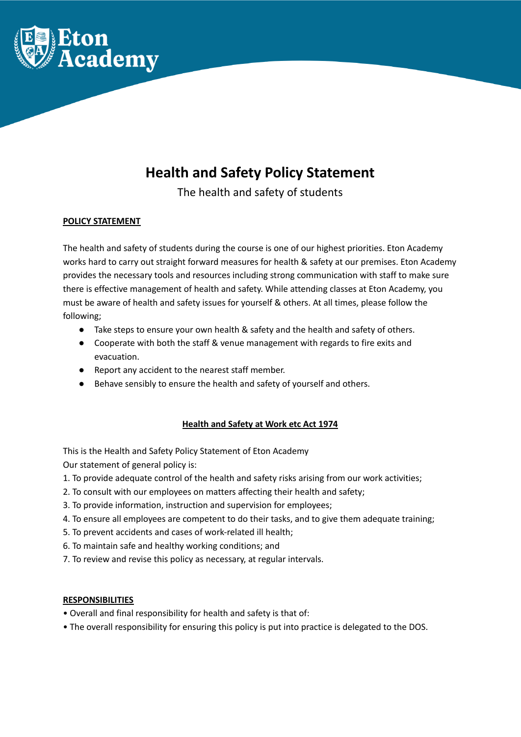# Health and Safety Policy Statement

The health and safety of students

**POLICY STATEMENT**

The health and safety of students during the course is one of our highest priorities. Eton Academy works hard to carry out straight forward measures for health & safety at our premises. Eton Academy provides the necessary tools and resources including strong communication with staff to make sure there is effective management of health and safety. While attending classes at Eton Academy, you must be aware of health and safety issues for yourself & others. At all times, please follow the following;

- Take steps to ensure your own health & safety and the health and safety of others.
- Cooperate with both the staff & venue management with regards to fire exits and evacuation.
- Report any accident to the nearest staff member.
- Behave sensibly to ensure the health and safety of yourself and others.

**Health and Safety at Work etc Act 1974**

This is the Health and Safety Policy Statement of Eton Academy
Our statement of general policy is:
1. To provide adequate control of the health and safety risks arising from our work activities;
2. To consult with our employees on matters affecting their health and safety;
3. To provide information, instruction and supervision for employees;
4. To ensure all employees are competent to do their tasks, and to give them adequate training;
5. To prevent accidents and cases of work-related ill health;
6. To maintain safe and healthy working conditions; and
7. To review and revise this policy as necessary, at regular intervals.

**RESPONSIBILITIES**

- Overall and final responsibility for health and safety is that of:
- The overall responsibility for ensuring this policy is put into practice is delegated to the DOS.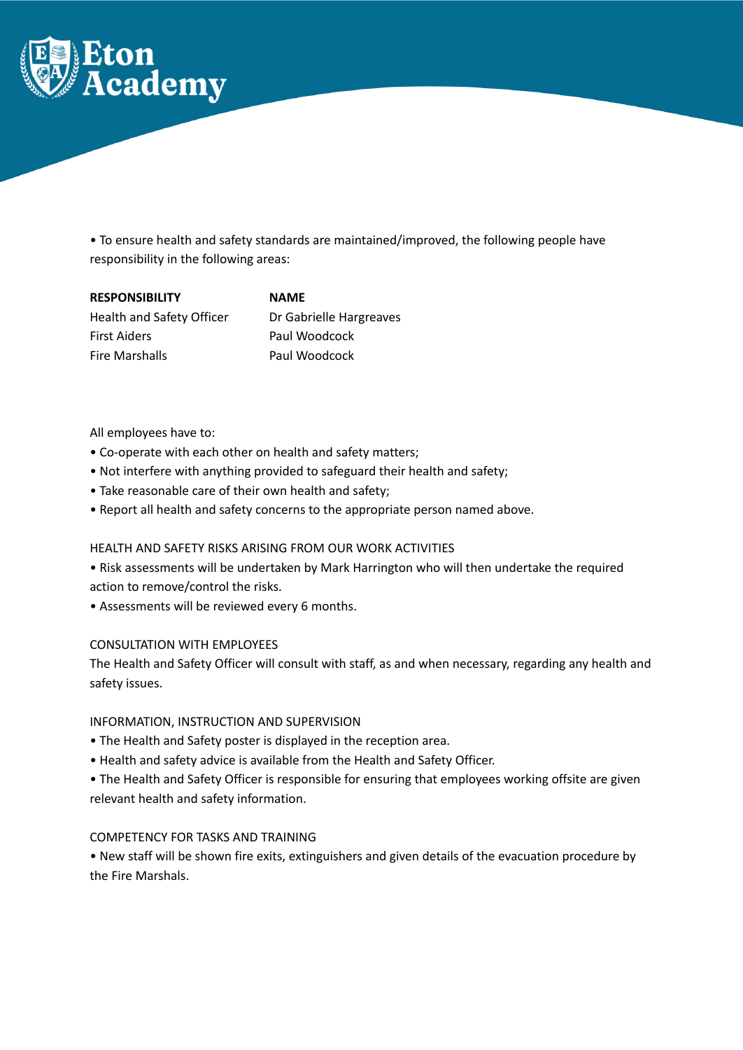• To ensure health and safety standards are maintained/improved, the following people have responsibility in the following areas:

| **RESPONSIBILITY** | **NAME** |
| --- | --- |
| Health and Safety Officer | Dr Gabrielle Hargreaves |
| First Aiders | Paul Woodcock |
| Fire Marshalls | Paul Woodcock |

All employees have to:

- Co-operate with each other on health and safety matters;
- Not interfere with anything provided to safeguard their health and safety;
- Take reasonable care of their own health and safety;
- Report all health and safety concerns to the appropriate person named above.

HEALTH AND SAFETY RISKS ARISING FROM OUR WORK ACTIVITIES

- Risk assessments will be undertaken by Mark Harrington who will then undertake the required action to remove/control the risks.
- Assessments will be reviewed every 6 months.

CONSULTATION WITH EMPLOYEES

The Health and Safety Officer will consult with staff, as and when necessary, regarding any health and safety issues.

INFORMATION, INSTRUCTION AND SUPERVISION

- The Health and Safety poster is displayed in the reception area.
- Health and safety advice is available from the Health and Safety Officer.
- The Health and Safety Officer is responsible for ensuring that employees working offsite are given relevant health and safety information.

COMPETENCY FOR TASKS AND TRAINING

- New staff will be shown fire exits, extinguishers and given details of the evacuation procedure by the Fire Marshals.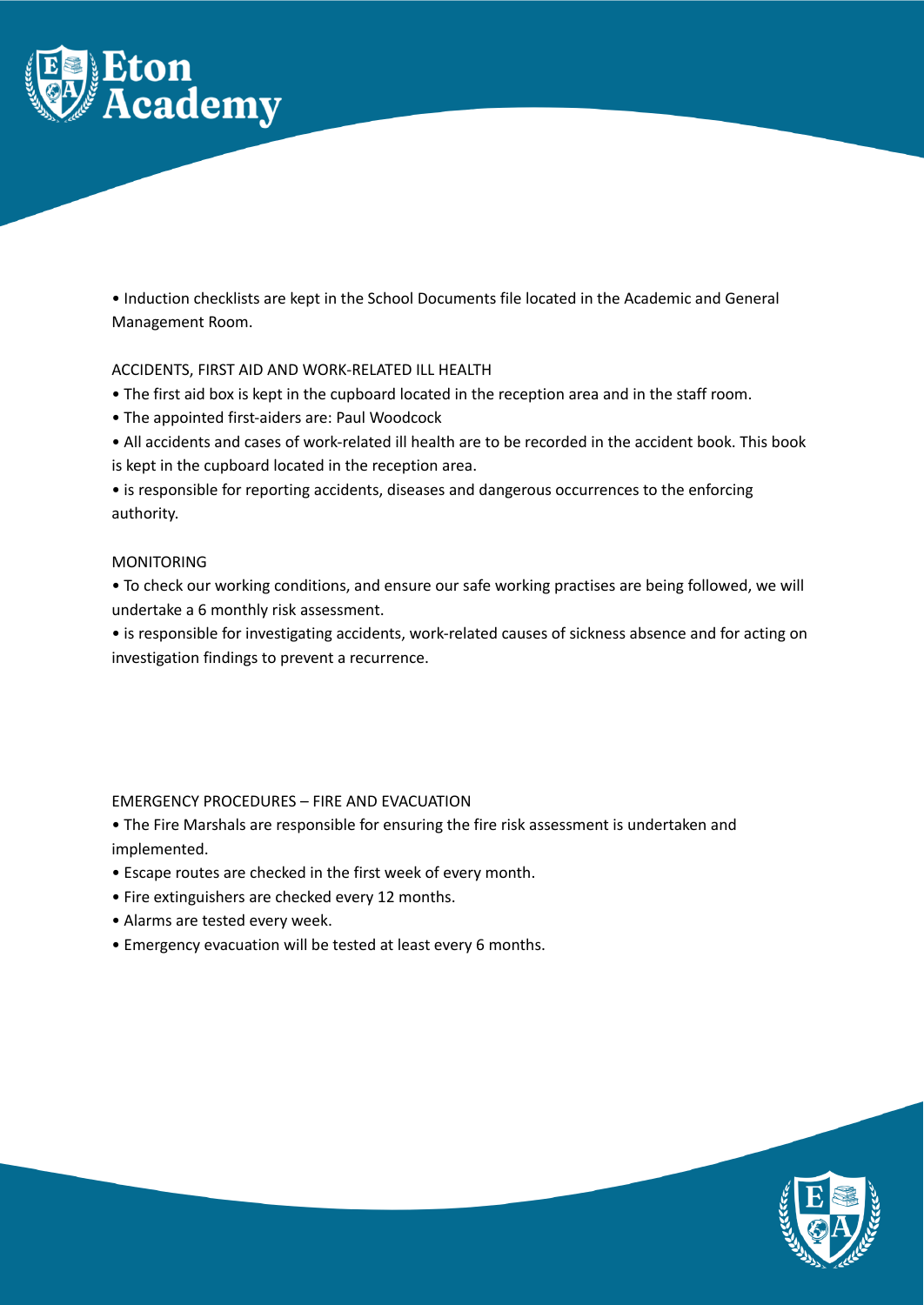• Induction checklists are kept in the School Documents file located in the Academic and General Management Room.

ACCIDENTS, FIRST AID AND WORK-RELATED ILL HEALTH

• The first aid box is kept in the cupboard located in the reception area and in the staff room.
• The appointed first-aiders are: Paul Woodcock
• All accidents and cases of work-related ill health are to be recorded in the accident book. This book is kept in the cupboard located in the reception area.
• is responsible for reporting accidents, diseases and dangerous occurrences to the enforcing authority.

MONITORING

• To check our working conditions, and ensure our safe working practises are being followed, we will undertake a 6 monthly risk assessment.
• is responsible for investigating accidents, work-related causes of sickness absence and for acting on investigation findings to prevent a recurrence.

EMERGENCY PROCEDURES – FIRE AND EVACUATION

• The Fire Marshals are responsible for ensuring the fire risk assessment is undertaken and implemented.
• Escape routes are checked in the first week of every month.
• Fire extinguishers are checked every 12 months.
• Alarms are tested every week.
• Emergency evacuation will be tested at least every 6 months.